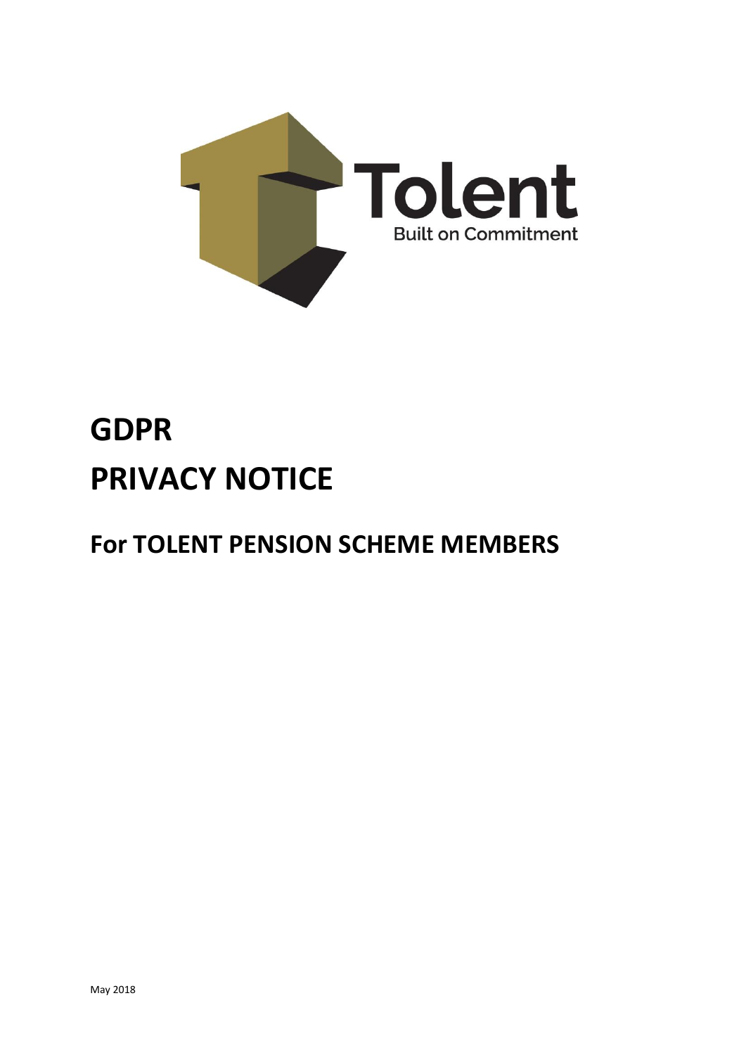Tolent

Built on Commitment

# GDPR

# PRIVACY NOTICE

## For TOLENT PENSION SCHEME MEMBERS

May 2018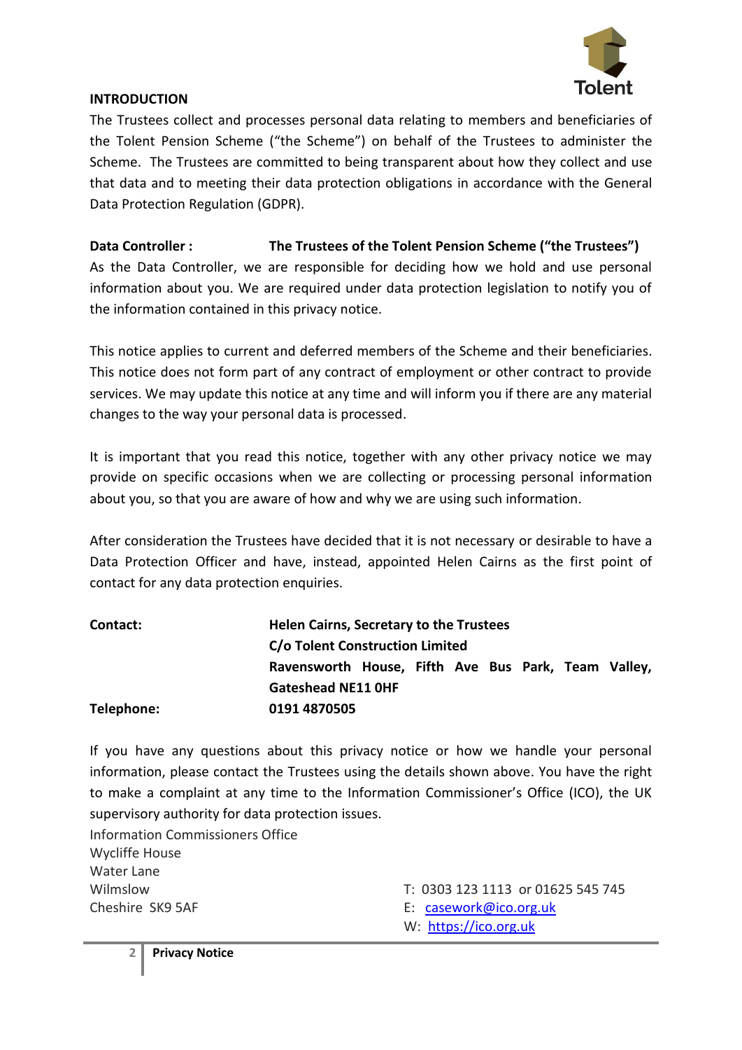## INTRODUCTION

The Trustees collect and processes personal data relating to members and beneficiaries of the Tolent Pension Scheme ("the Scheme") on behalf of the Trustees to administer the Scheme. The Trustees are committed to being transparent about how they collect and use that data and to meeting their data protection obligations in accordance with the General Data Protection Regulation (GDPR).

**Data Controller :** **The Trustees of the Tolent Pension Scheme ("the Trustees")**

As the Data Controller, we are responsible for deciding how we hold and use personal information about you. We are required under data protection legislation to notify you of the information contained in this privacy notice.

This notice applies to current and deferred members of the Scheme and their beneficiaries. This notice does not form part of any contract of employment or other contract to provide services. We may update this notice at any time and will inform you if there are any material changes to the way your personal data is processed.

It is important that you read this notice, together with any other privacy notice we may provide on specific occasions when we are collecting or processing personal information about you, so that you are aware of how and why we are using such information.

After consideration the Trustees have decided that it is not necessary or desirable to have a Data Protection Officer and have, instead, appointed Helen Cairns as the first point of contact for any data protection enquiries.

**Contact:** **Helen Cairns, Secretary to the Trustees**
**C/o Tolent Construction Limited**
**Ravensworth House, Fifth Ave Bus Park, Team Valley, Gateshead NE11 0HF**

**Telephone:** **0191 4870505**

If you have any questions about this privacy notice or how we handle your personal information, please contact the Trustees using the details shown above. You have the right to make a complaint at any time to the Information Commissioner's Office (ICO), the UK supervisory authority for data protection issues.

Information Commissioners Office
Wycliffe House
Water Lane
Wilmslow
Cheshire SK9 5AF

T: 0303 123 1113 or 01625 545 745
E: casework@ico.org.uk
W: https://ico.org.uk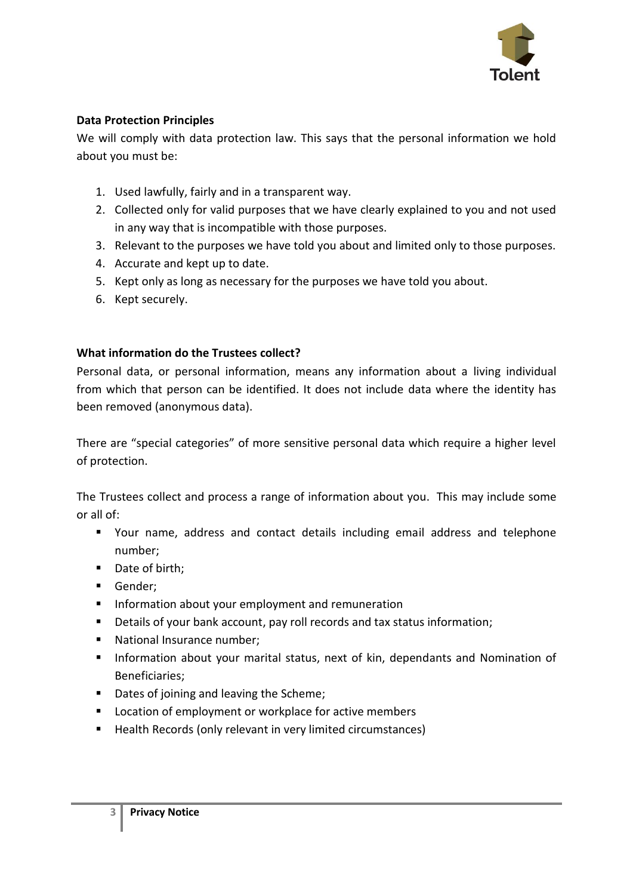**Data Protection Principles**

We will comply with data protection law. This says that the personal information we hold about you must be:

1. Used lawfully, fairly and in a transparent way.
2. Collected only for valid purposes that we have clearly explained to you and not used in any way that is incompatible with those purposes.
3. Relevant to the purposes we have told you about and limited only to those purposes.
4. Accurate and kept up to date.
5. Kept only as long as necessary for the purposes we have told you about.
6. Kept securely.

**What information do the Trustees collect?**

Personal data, or personal information, means any information about a living individual from which that person can be identified. It does not include data where the identity has been removed (anonymous data).

There are "special categories" of more sensitive personal data which require a higher level of protection.

The Trustees collect and process a range of information about you. This may include some or all of:

- Your name, address and contact details including email address and telephone number;
- Date of birth;
- Gender;
- Information about your employment and remuneration
- Details of your bank account, pay roll records and tax status information;
- National Insurance number;
- Information about your marital status, next of kin, dependants and Nomination of Beneficiaries;
- Dates of joining and leaving the Scheme;
- Location of employment or workplace for active members
- Health Records (only relevant in very limited circumstances)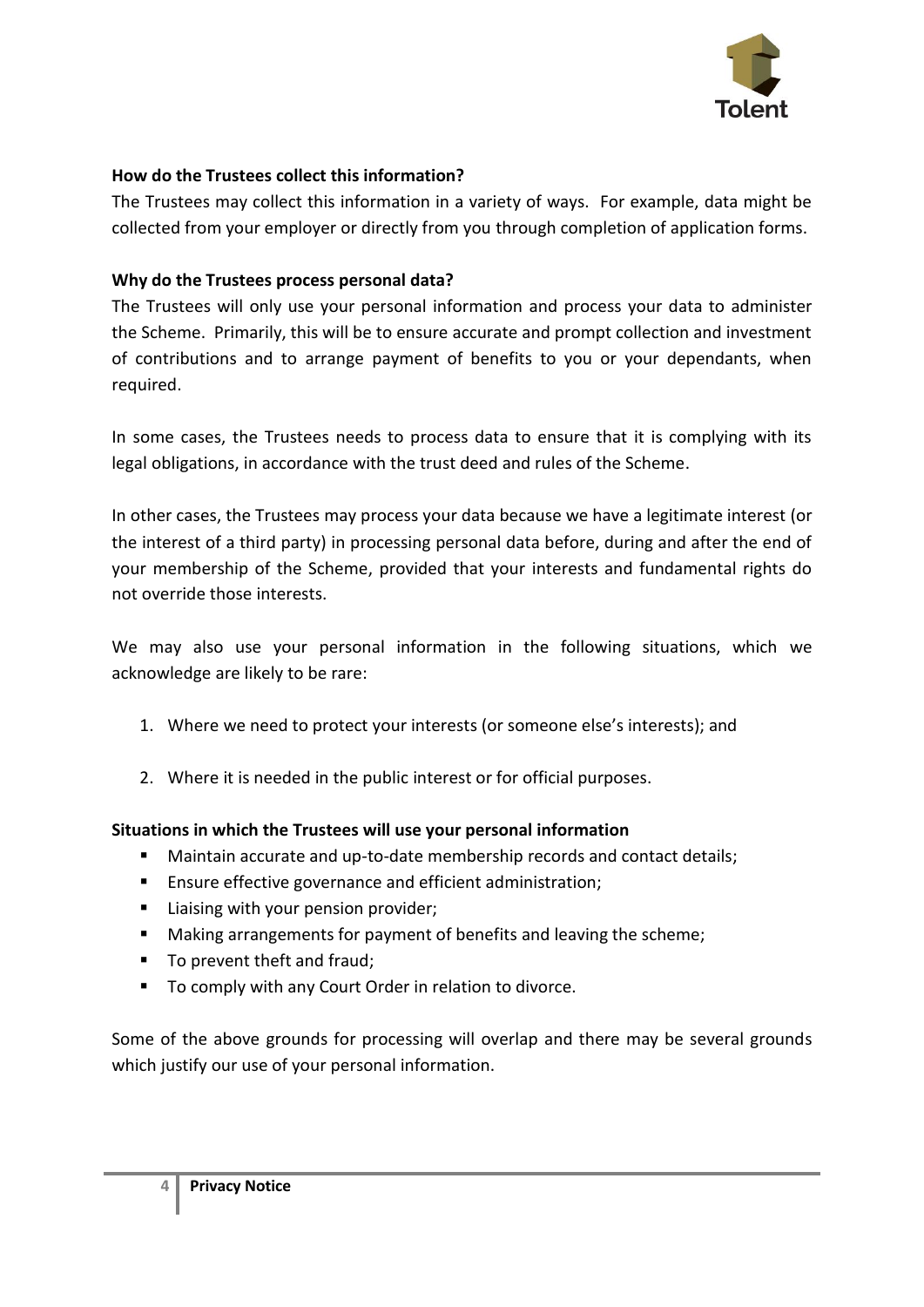**How do the Trustees collect this information?**

The Trustees may collect this information in a variety of ways. For example, data might be collected from your employer or directly from you through completion of application forms.

**Why do the Trustees process personal data?**

The Trustees will only use your personal information and process your data to administer the Scheme. Primarily, this will be to ensure accurate and prompt collection and investment of contributions and to arrange payment of benefits to you or your dependants, when required.

In some cases, the Trustees needs to process data to ensure that it is complying with its legal obligations, in accordance with the trust deed and rules of the Scheme.

In other cases, the Trustees may process your data because we have a legitimate interest (or the interest of a third party) in processing personal data before, during and after the end of your membership of the Scheme, provided that your interests and fundamental rights do not override those interests.

We may also use your personal information in the following situations, which we acknowledge are likely to be rare:

1. Where we need to protect your interests (or someone else's interests); and
2. Where it is needed in the public interest or for official purposes.

**Situations in which the Trustees will use your personal information**

- Maintain accurate and up-to-date membership records and contact details;
- Ensure effective governance and efficient administration;
- Liaising with your pension provider;
- Making arrangements for payment of benefits and leaving the scheme;
- To prevent theft and fraud;
- To comply with any Court Order in relation to divorce.

Some of the above grounds for processing will overlap and there may be several grounds which justify our use of your personal information.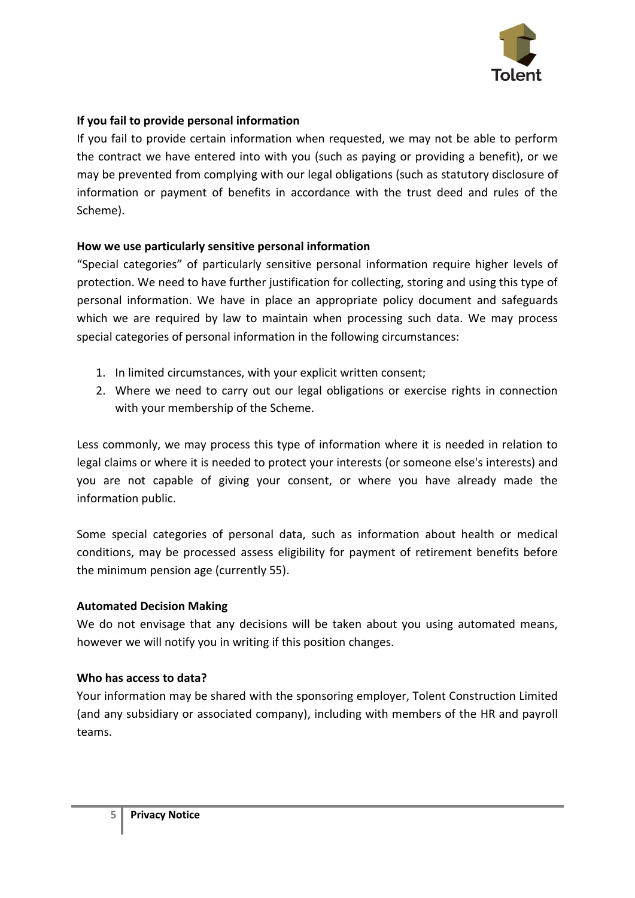**If you fail to provide personal information**

If you fail to provide certain information when requested, we may not be able to perform the contract we have entered into with you (such as paying or providing a benefit), or we may be prevented from complying with our legal obligations (such as statutory disclosure of information or payment of benefits in accordance with the trust deed and rules of the Scheme).

**How we use particularly sensitive personal information**

"Special categories" of particularly sensitive personal information require higher levels of protection. We need to have further justification for collecting, storing and using this type of personal information. We have in place an appropriate policy document and safeguards which we are required by law to maintain when processing such data. We may process special categories of personal information in the following circumstances:

1. In limited circumstances, with your explicit written consent;
2. Where we need to carry out our legal obligations or exercise rights in connection with your membership of the Scheme.

Less commonly, we may process this type of information where it is needed in relation to legal claims or where it is needed to protect your interests (or someone else's interests) and you are not capable of giving your consent, or where you have already made the information public.

Some special categories of personal data, such as information about health or medical conditions, may be processed assess eligibility for payment of retirement benefits before the minimum pension age (currently 55).

**Automated Decision Making**

We do not envisage that any decisions will be taken about you using automated means, however we will notify you in writing if this position changes.

**Who has access to data?**

Your information may be shared with the sponsoring employer, Tolent Construction Limited (and any subsidiary or associated company), including with members of the HR and payroll teams.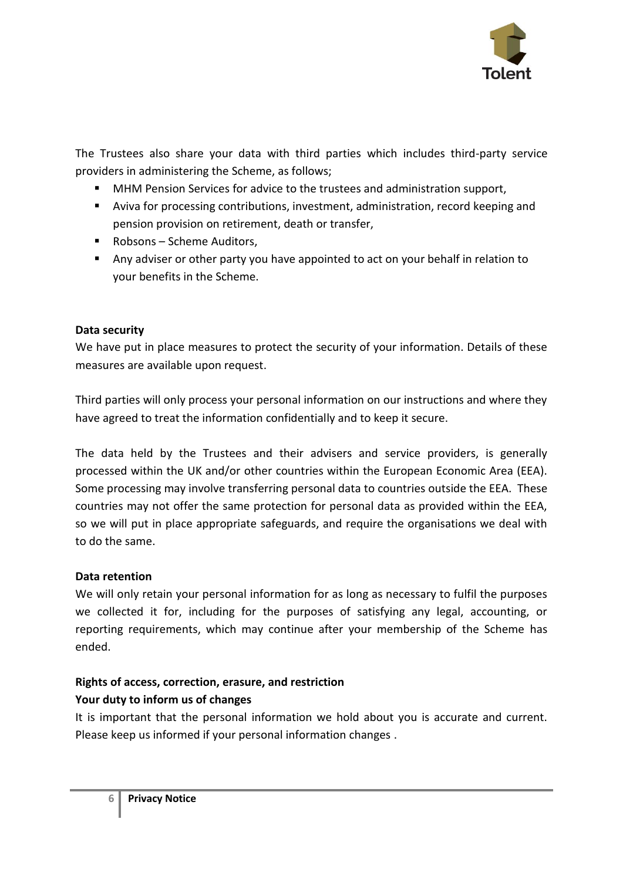The Trustees also share your data with third parties which includes third-party service providers in administering the Scheme, as follows;

- MHM Pension Services for advice to the trustees and administration support,
- Aviva for processing contributions, investment, administration, record keeping and pension provision on retirement, death or transfer,
- Robsons – Scheme Auditors,
- Any adviser or other party you have appointed to act on your behalf in relation to your benefits in the Scheme.

**Data security**

We have put in place measures to protect the security of your information. Details of these measures are available upon request.

Third parties will only process your personal information on our instructions and where they have agreed to treat the information confidentially and to keep it secure.

The data held by the Trustees and their advisers and service providers, is generally processed within the UK and/or other countries within the European Economic Area (EEA). Some processing may involve transferring personal data to countries outside the EEA. These countries may not offer the same protection for personal data as provided within the EEA, so we will put in place appropriate safeguards, and require the organisations we deal with to do the same.

**Data retention**

We will only retain your personal information for as long as necessary to fulfil the purposes we collected it for, including for the purposes of satisfying any legal, accounting, or reporting requirements, which may continue after your membership of the Scheme has ended.

**Rights of access, correction, erasure, and restriction**

**Your duty to inform us of changes**

It is important that the personal information we hold about you is accurate and current. Please keep us informed if your personal information changes .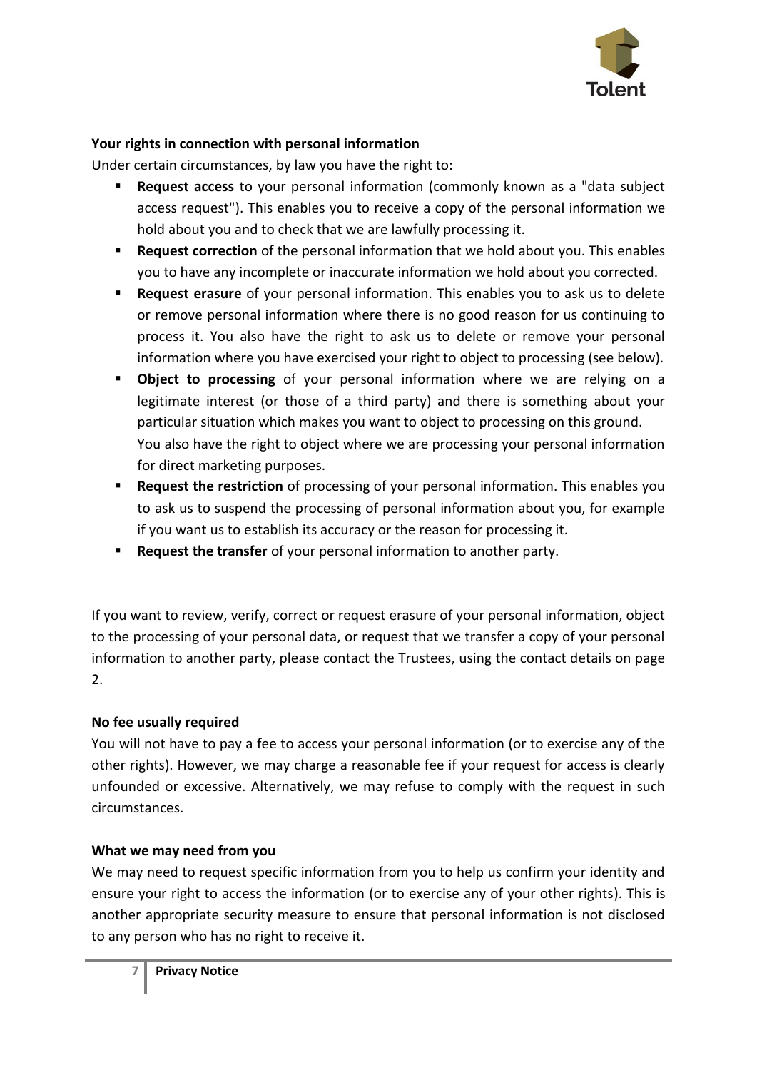**Your rights in connection with personal information**

Under certain circumstances, by law you have the right to:

- **Request access** to your personal information (commonly known as a "data subject access request"). This enables you to receive a copy of the personal information we hold about you and to check that we are lawfully processing it.
- **Request correction** of the personal information that we hold about you. This enables you to have any incomplete or inaccurate information we hold about you corrected.
- **Request erasure** of your personal information. This enables you to ask us to delete or remove personal information where there is no good reason for us continuing to process it. You also have the right to ask us to delete or remove your personal information where you have exercised your right to object to processing (see below).
- **Object to processing** of your personal information where we are relying on a legitimate interest (or those of a third party) and there is something about your particular situation which makes you want to object to processing on this ground. You also have the right to object where we are processing your personal information for direct marketing purposes.
- **Request the restriction** of processing of your personal information. This enables you to ask us to suspend the processing of personal information about you, for example if you want us to establish its accuracy or the reason for processing it.
- **Request the transfer** of your personal information to another party.

If you want to review, verify, correct or request erasure of your personal information, object to the processing of your personal data, or request that we transfer a copy of your personal information to another party, please contact the Trustees, using the contact details on page 2.

**No fee usually required**

You will not have to pay a fee to access your personal information (or to exercise any of the other rights). However, we may charge a reasonable fee if your request for access is clearly unfounded or excessive. Alternatively, we may refuse to comply with the request in such circumstances.

**What we may need from you**

We may need to request specific information from you to help us confirm your identity and ensure your right to access the information (or to exercise any of your other rights). This is another appropriate security measure to ensure that personal information is not disclosed to any person who has no right to receive it.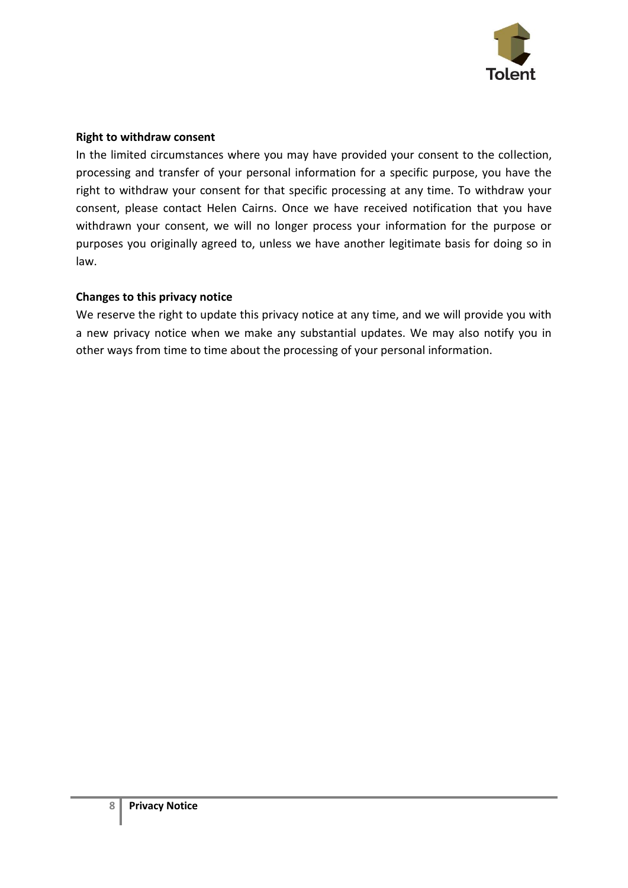**Right to withdraw consent**

In the limited circumstances where you may have provided your consent to the collection, processing and transfer of your personal information for a specific purpose, you have the right to withdraw your consent for that specific processing at any time. To withdraw your consent, please contact Helen Cairns. Once we have received notification that you have withdrawn your consent, we will no longer process your information for the purpose or purposes you originally agreed to, unless we have another legitimate basis for doing so in law.

**Changes to this privacy notice**

We reserve the right to update this privacy notice at any time, and we will provide you with a new privacy notice when we make any substantial updates. We may also notify you in other ways from time to time about the processing of your personal information.